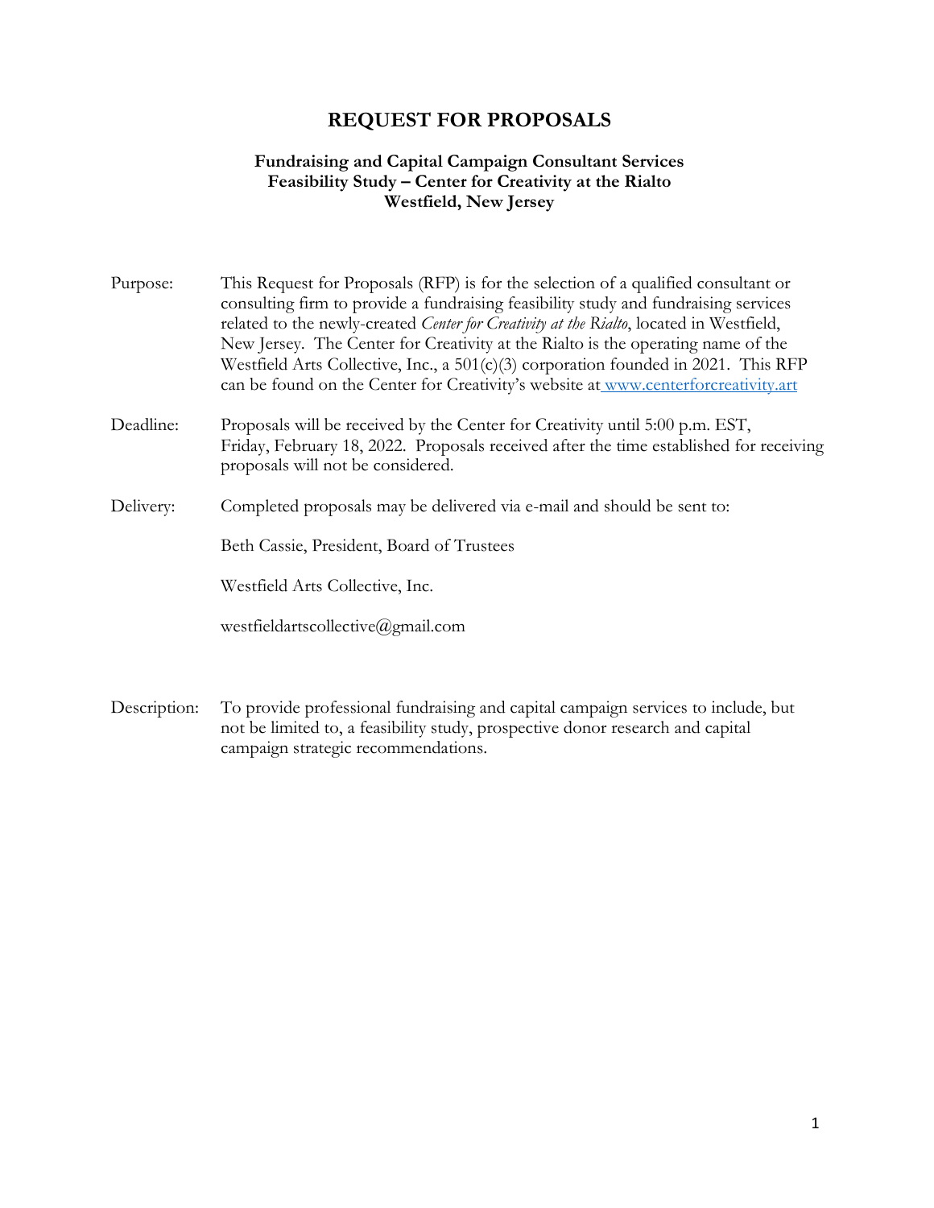# REQUEST FOR PROPOSALS

**Fundraising and Capital Campaign Consultant Services**
**Feasibility Study – Center for Creativity at the Rialto**
**Westfield, New Jersey**

Purpose: This Request for Proposals (RFP) is for the selection of a qualified consultant or consulting firm to provide a fundraising feasibility study and fundraising services related to the newly-created *Center for Creativity at the Rialto*, located in Westfield, New Jersey. The Center for Creativity at the Rialto is the operating name of the Westfield Arts Collective, Inc., a 501(c)(3) corporation founded in 2021. This RFP can be found on the Center for Creativity's website at www.centerforcreativity.art

Deadline: Proposals will be received by the Center for Creativity until 5:00 p.m. EST, Friday, February 18, 2022. Proposals received after the time established for receiving proposals will not be considered.

Delivery: Completed proposals may be delivered via e-mail and should be sent to:

Beth Cassie, President, Board of Trustees

Westfield Arts Collective, Inc.

westfieldartscollective@gmail.com

Description: To provide professional fundraising and capital campaign services to include, but not be limited to, a feasibility study, prospective donor research and capital campaign strategic recommendations.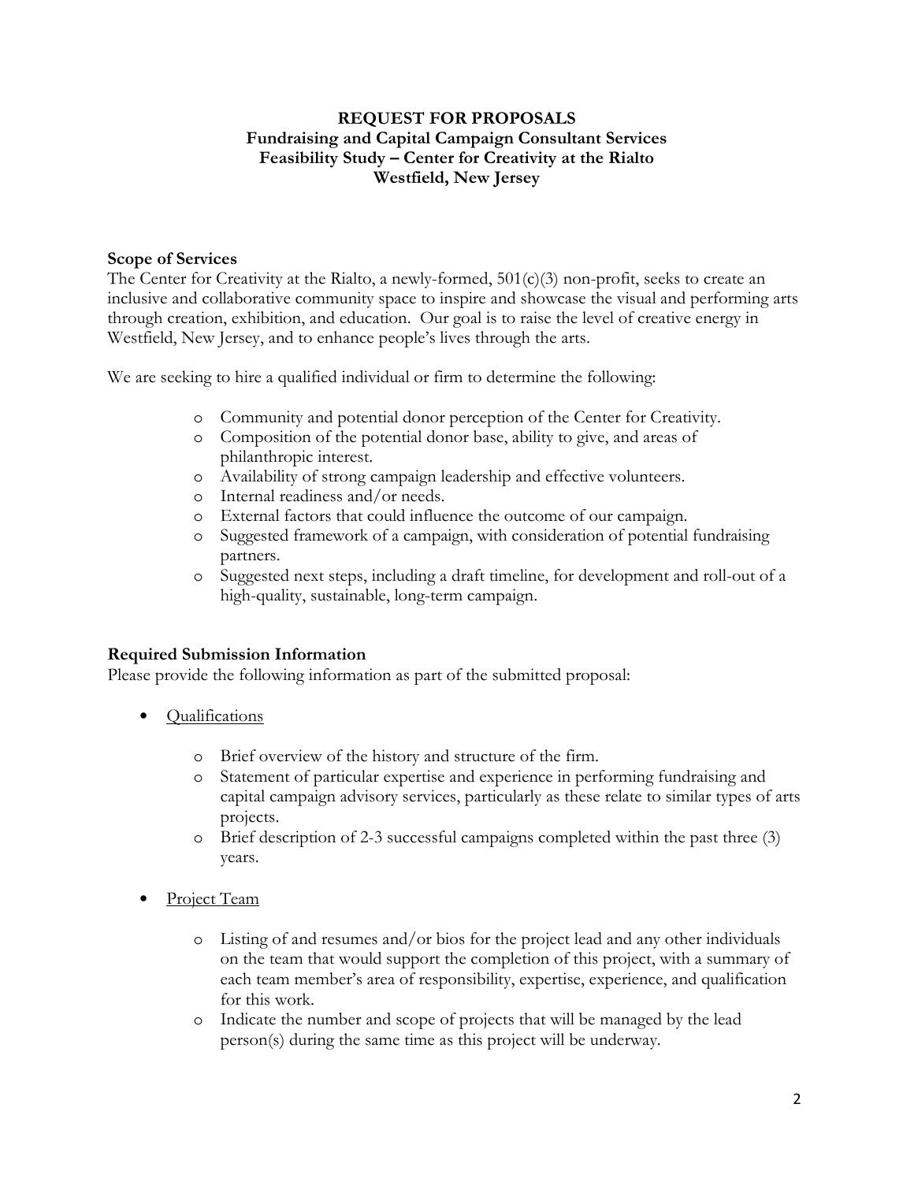**REQUEST FOR PROPOSALS**
**Fundraising and Capital Campaign Consultant Services**
**Feasibility Study – Center for Creativity at the Rialto**
**Westfield, New Jersey**

**Scope of Services**

The Center for Creativity at the Rialto, a newly-formed, 501(c)(3) non-profit, seeks to create an inclusive and collaborative community space to inspire and showcase the visual and performing arts through creation, exhibition, and education. Our goal is to raise the level of creative energy in Westfield, New Jersey, and to enhance people's lives through the arts.

We are seeking to hire a qualified individual or firm to determine the following:

- Community and potential donor perception of the Center for Creativity.
- Composition of the potential donor base, ability to give, and areas of philanthropic interest.
- Availability of strong campaign leadership and effective volunteers.
- Internal readiness and/or needs.
- External factors that could influence the outcome of our campaign.
- Suggested framework of a campaign, with consideration of potential fundraising partners.
- Suggested next steps, including a draft timeline, for development and roll-out of a high-quality, sustainable, long-term campaign.

**Required Submission Information**

Please provide the following information as part of the submitted proposal:

- Qualifications
  - Brief overview of the history and structure of the firm.
  - Statement of particular expertise and experience in performing fundraising and capital campaign advisory services, particularly as these relate to similar types of arts projects.
  - Brief description of 2-3 successful campaigns completed within the past three (3) years.
- Project Team
  - Listing of and resumes and/or bios for the project lead and any other individuals on the team that would support the completion of this project, with a summary of each team member's area of responsibility, expertise, experience, and qualification for this work.
  - Indicate the number and scope of projects that will be managed by the lead person(s) during the same time as this project will be underway.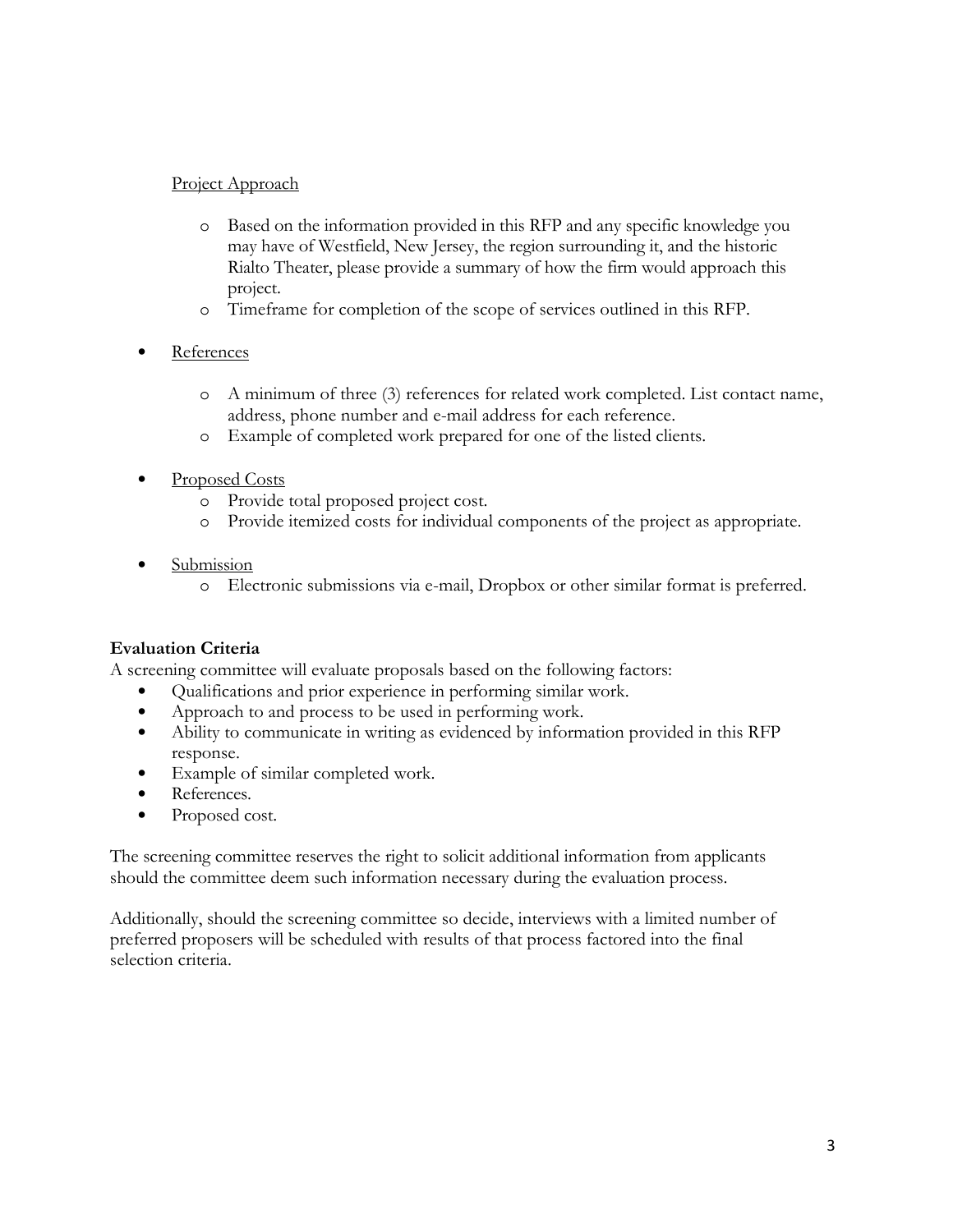Project Approach

- Based on the information provided in this RFP and any specific knowledge you may have of Westfield, New Jersey, the region surrounding it, and the historic Rialto Theater, please provide a summary of how the firm would approach this project.
- Timeframe for completion of the scope of services outlined in this RFP.

- References
  - A minimum of three (3) references for related work completed. List contact name, address, phone number and e-mail address for each reference.
  - Example of completed work prepared for one of the listed clients.

- Proposed Costs
  - Provide total proposed project cost.
  - Provide itemized costs for individual components of the project as appropriate.

- Submission
  - Electronic submissions via e-mail, Dropbox or other similar format is preferred.

**Evaluation Criteria**

A screening committee will evaluate proposals based on the following factors:

- Qualifications and prior experience in performing similar work.
- Approach to and process to be used in performing work.
- Ability to communicate in writing as evidenced by information provided in this RFP response.
- Example of similar completed work.
- References.
- Proposed cost.

The screening committee reserves the right to solicit additional information from applicants should the committee deem such information necessary during the evaluation process.

Additionally, should the screening committee so decide, interviews with a limited number of preferred proposers will be scheduled with results of that process factored into the final selection criteria.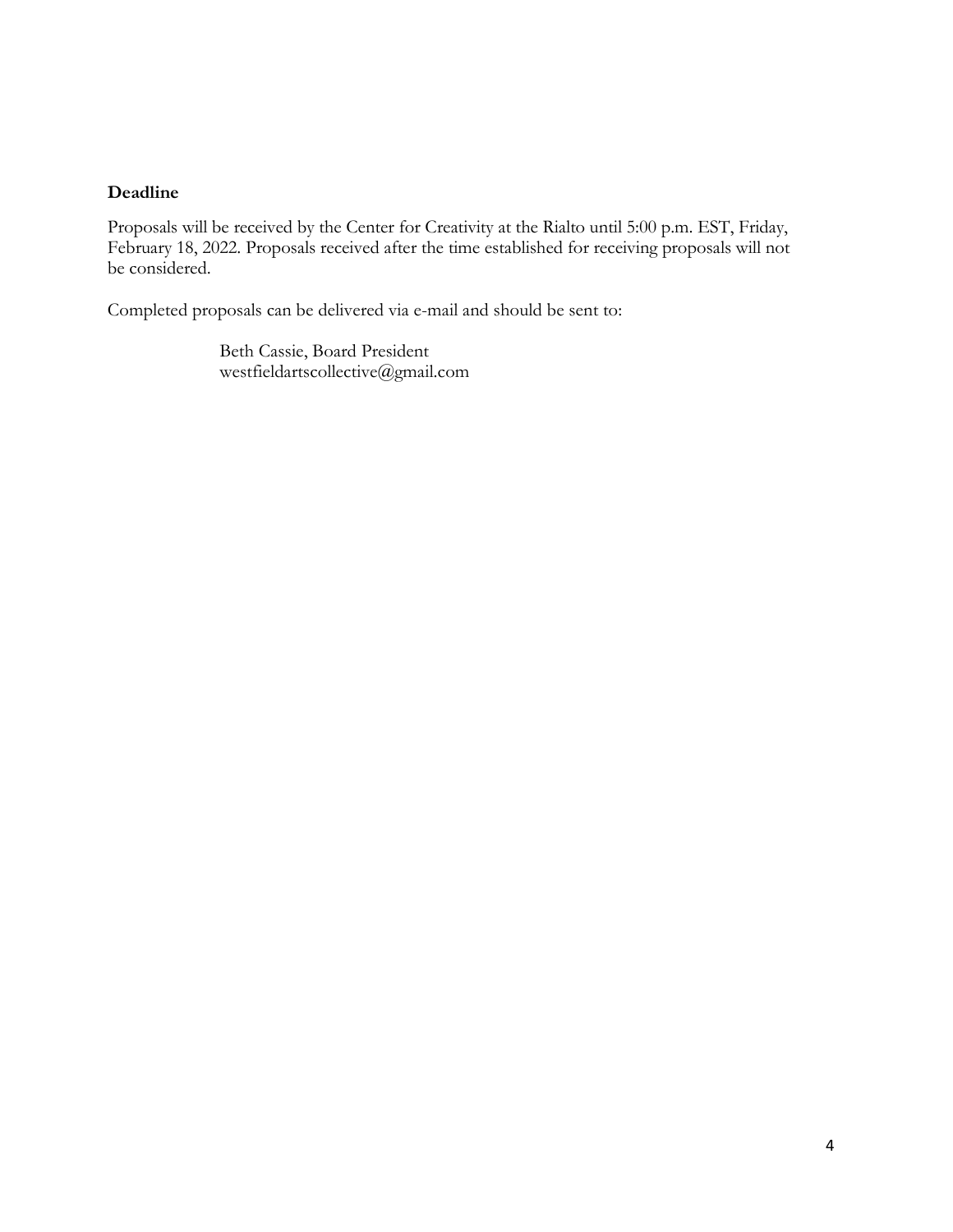**Deadline**

Proposals will be received by the Center for Creativity at the Rialto until 5:00 p.m. EST, Friday, February 18, 2022. Proposals received after the time established for receiving proposals will not be considered.

Completed proposals can be delivered via e-mail and should be sent to:

> Beth Cassie, Board President
> westfieldartscollective@gmail.com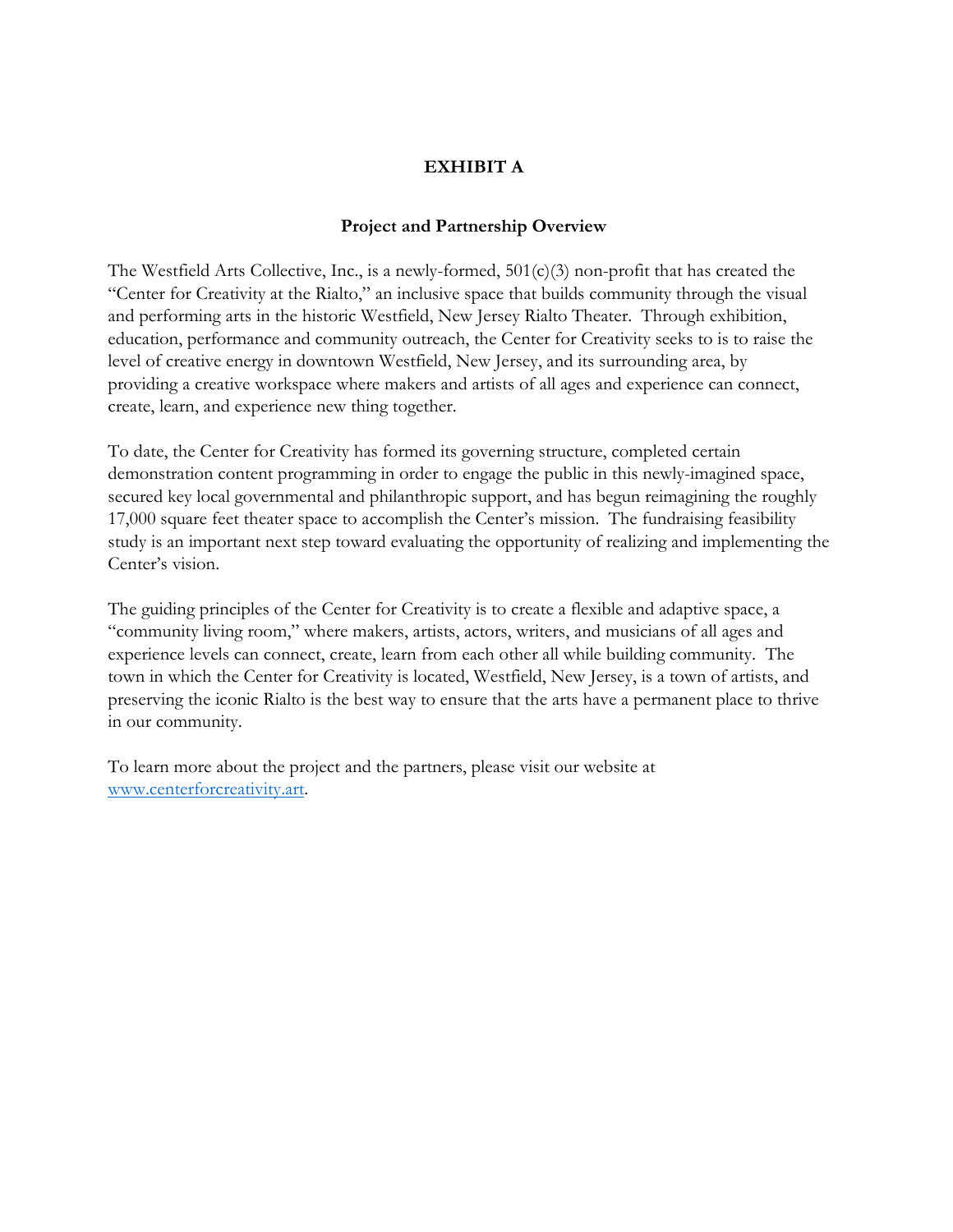# EXHIBIT A

## Project and Partnership Overview

The Westfield Arts Collective, Inc., is a newly-formed, 501(c)(3) non-profit that has created the "Center for Creativity at the Rialto," an inclusive space that builds community through the visual and performing arts in the historic Westfield, New Jersey Rialto Theater. Through exhibition, education, performance and community outreach, the Center for Creativity seeks to is to raise the level of creative energy in downtown Westfield, New Jersey, and its surrounding area, by providing a creative workspace where makers and artists of all ages and experience can connect, create, learn, and experience new thing together.

To date, the Center for Creativity has formed its governing structure, completed certain demonstration content programming in order to engage the public in this newly-imagined space, secured key local governmental and philanthropic support, and has begun reimagining the roughly 17,000 square feet theater space to accomplish the Center's mission. The fundraising feasibility study is an important next step toward evaluating the opportunity of realizing and implementing the Center's vision.

The guiding principles of the Center for Creativity is to create a flexible and adaptive space, a "community living room," where makers, artists, actors, writers, and musicians of all ages and experience levels can connect, create, learn from each other all while building community. The town in which the Center for Creativity is located, Westfield, New Jersey, is a town of artists, and preserving the iconic Rialto is the best way to ensure that the arts have a permanent place to thrive in our community.

To learn more about the project and the partners, please visit our website at [www.centerforcreativity.art](www.centerforcreativity.art).